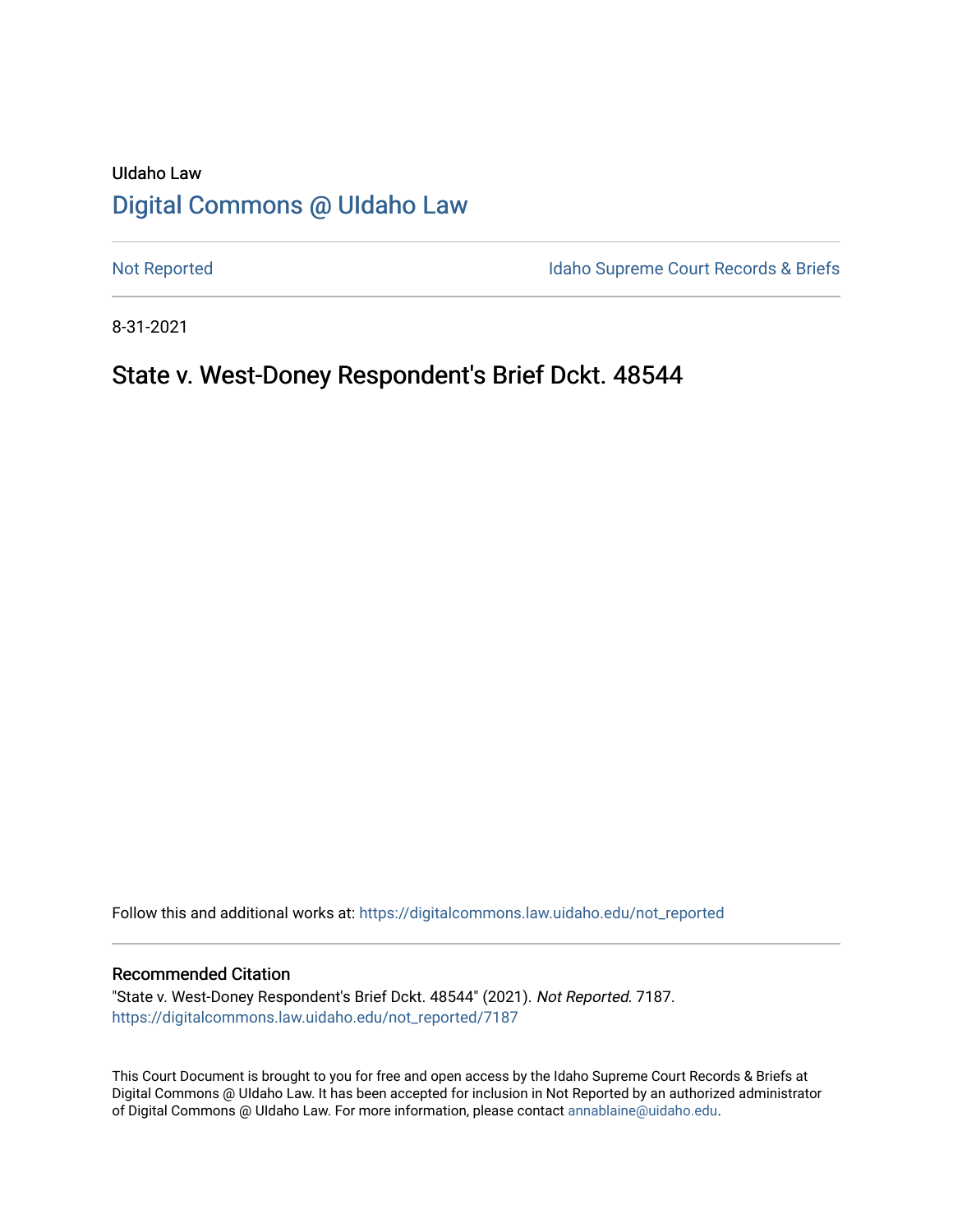UIdaho Law

# Digital Commons @ UIdaho Law

Not Reported

Idaho Supreme Court Records & Briefs

8-31-2021

## State v. West-Doney Respondent's Brief Dckt. 48544

Follow this and additional works at: https://digitalcommons.law.uidaho.edu/not_reported

### Recommended Citation

"State v. West-Doney Respondent's Brief Dckt. 48544" (2021). *Not Reported*. 7187.
https://digitalcommons.law.uidaho.edu/not_reported/7187

This Court Document is brought to you for free and open access by the Idaho Supreme Court Records & Briefs at Digital Commons @ UIdaho Law. It has been accepted for inclusion in Not Reported by an authorized administrator of Digital Commons @ UIdaho Law. For more information, please contact annablaine@uidaho.edu.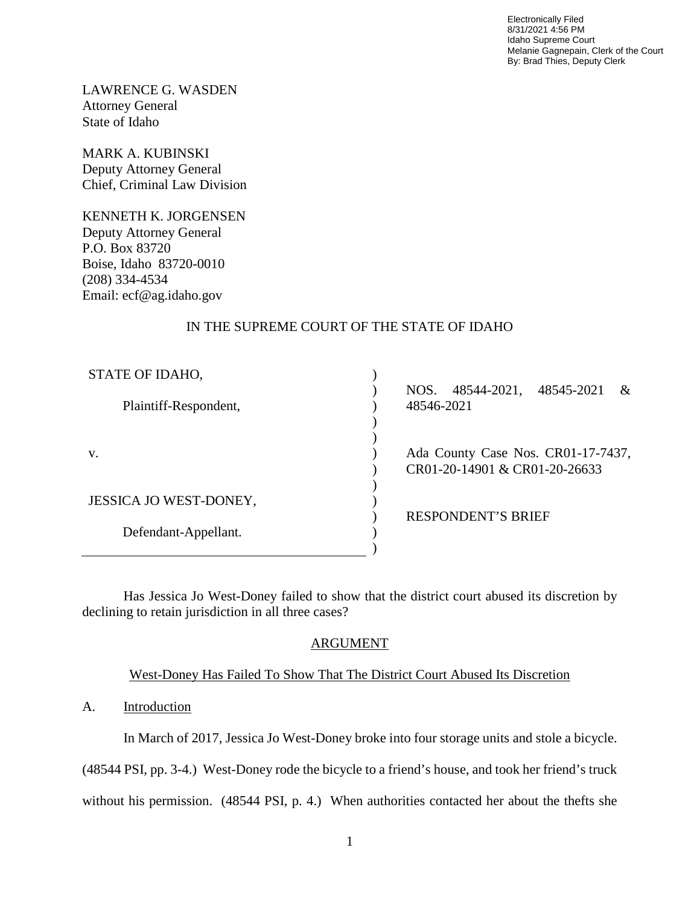Electronically Filed
8/31/2021 4:56 PM
Idaho Supreme Court
Melanie Gagnepain, Clerk of the Court
By: Brad Thies, Deputy Clerk

LAWRENCE G. WASDEN
Attorney General
State of Idaho

MARK A. KUBINSKI
Deputy Attorney General
Chief, Criminal Law Division

KENNETH K. JORGENSEN
Deputy Attorney General
P.O. Box 83720
Boise, Idaho 83720-0010
(208) 334-4534
Email: ecf@ag.idaho.gov

IN THE SUPREME COURT OF THE STATE OF IDAHO

| | | |
|---|---|---|
| STATE OF IDAHO,<br><br>Plaintiff-Respondent, | ) | NOS. 48544-2021, 48545-2021 & 48546-2021 |
| v. | ) | Ada County Case Nos. CR01-17-7437, CR01-20-14901 & CR01-20-26633 |
| JESSICA JO WEST-DONEY,<br><br>Defendant-Appellant. | ) | RESPONDENT'S BRIEF |

Has Jessica Jo West-Doney failed to show that the district court abused its discretion by declining to retain jurisdiction in all three cases?

## ARGUMENT

### West-Doney Has Failed To Show That The District Court Abused Its Discretion

A. Introduction

In March of 2017, Jessica Jo West-Doney broke into four storage units and stole a bicycle. (48544 PSI, pp. 3-4.) West-Doney rode the bicycle to a friend's house, and took her friend's truck without his permission. (48544 PSI, p. 4.) When authorities contacted her about the thefts she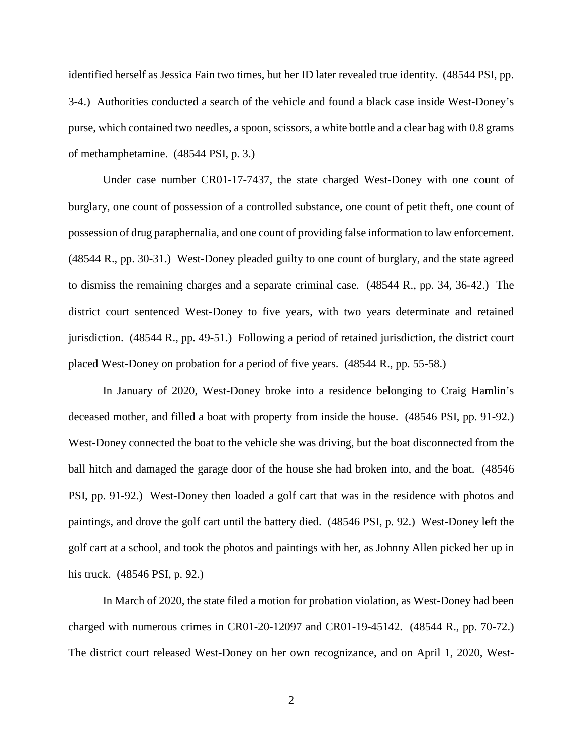identified herself as Jessica Fain two times, but her ID later revealed true identity. (48544 PSI, pp. 3-4.) Authorities conducted a search of the vehicle and found a black case inside West-Doney's purse, which contained two needles, a spoon, scissors, a white bottle and a clear bag with 0.8 grams of methamphetamine. (48544 PSI, p. 3.)

Under case number CR01-17-7437, the state charged West-Doney with one count of burglary, one count of possession of a controlled substance, one count of petit theft, one count of possession of drug paraphernalia, and one count of providing false information to law enforcement. (48544 R., pp. 30-31.) West-Doney pleaded guilty to one count of burglary, and the state agreed to dismiss the remaining charges and a separate criminal case. (48544 R., pp. 34, 36-42.) The district court sentenced West-Doney to five years, with two years determinate and retained jurisdiction. (48544 R., pp. 49-51.) Following a period of retained jurisdiction, the district court placed West-Doney on probation for a period of five years. (48544 R., pp. 55-58.)

In January of 2020, West-Doney broke into a residence belonging to Craig Hamlin's deceased mother, and filled a boat with property from inside the house. (48546 PSI, pp. 91-92.) West-Doney connected the boat to the vehicle she was driving, but the boat disconnected from the ball hitch and damaged the garage door of the house she had broken into, and the boat. (48546 PSI, pp. 91-92.) West-Doney then loaded a golf cart that was in the residence with photos and paintings, and drove the golf cart until the battery died. (48546 PSI, p. 92.) West-Doney left the golf cart at a school, and took the photos and paintings with her, as Johnny Allen picked her up in his truck. (48546 PSI, p. 92.)

In March of 2020, the state filed a motion for probation violation, as West-Doney had been charged with numerous crimes in CR01-20-12097 and CR01-19-45142. (48544 R., pp. 70-72.) The district court released West-Doney on her own recognizance, and on April 1, 2020, West-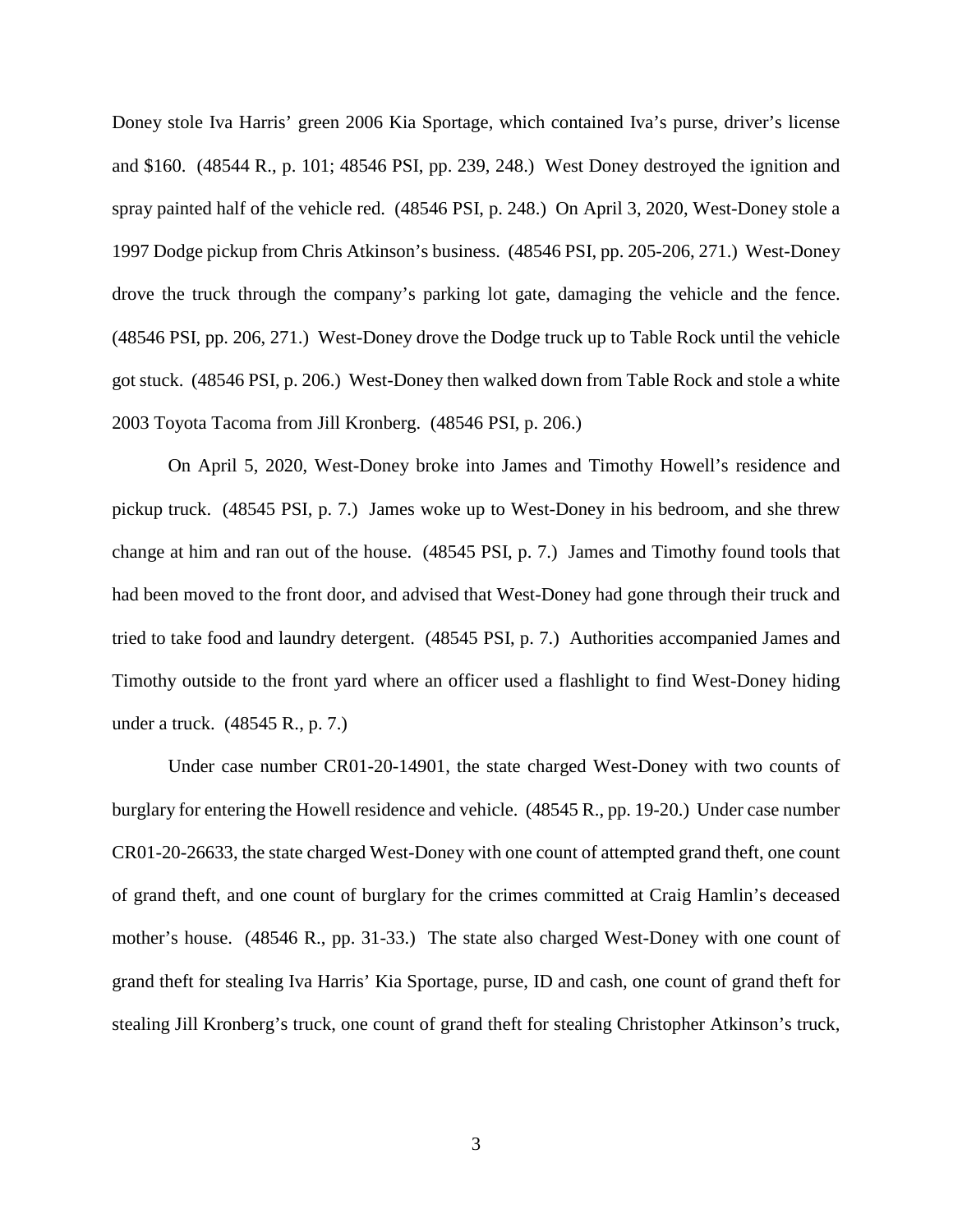Doney stole Iva Harris' green 2006 Kia Sportage, which contained Iva's purse, driver's license and $160. (48544 R., p. 101; 48546 PSI, pp. 239, 248.) West Doney destroyed the ignition and spray painted half of the vehicle red. (48546 PSI, p. 248.) On April 3, 2020, West-Doney stole a 1997 Dodge pickup from Chris Atkinson's business. (48546 PSI, pp. 205-206, 271.) West-Doney drove the truck through the company's parking lot gate, damaging the vehicle and the fence. (48546 PSI, pp. 206, 271.) West-Doney drove the Dodge truck up to Table Rock until the vehicle got stuck. (48546 PSI, p. 206.) West-Doney then walked down from Table Rock and stole a white 2003 Toyota Tacoma from Jill Kronberg. (48546 PSI, p. 206.)

On April 5, 2020, West-Doney broke into James and Timothy Howell's residence and pickup truck. (48545 PSI, p. 7.) James woke up to West-Doney in his bedroom, and she threw change at him and ran out of the house. (48545 PSI, p. 7.) James and Timothy found tools that had been moved to the front door, and advised that West-Doney had gone through their truck and tried to take food and laundry detergent. (48545 PSI, p. 7.) Authorities accompanied James and Timothy outside to the front yard where an officer used a flashlight to find West-Doney hiding under a truck. (48545 R., p. 7.)

Under case number CR01-20-14901, the state charged West-Doney with two counts of burglary for entering the Howell residence and vehicle. (48545 R., pp. 19-20.) Under case number CR01-20-26633, the state charged West-Doney with one count of attempted grand theft, one count of grand theft, and one count of burglary for the crimes committed at Craig Hamlin's deceased mother's house. (48546 R., pp. 31-33.) The state also charged West-Doney with one count of grand theft for stealing Iva Harris' Kia Sportage, purse, ID and cash, one count of grand theft for stealing Jill Kronberg's truck, one count of grand theft for stealing Christopher Atkinson's truck,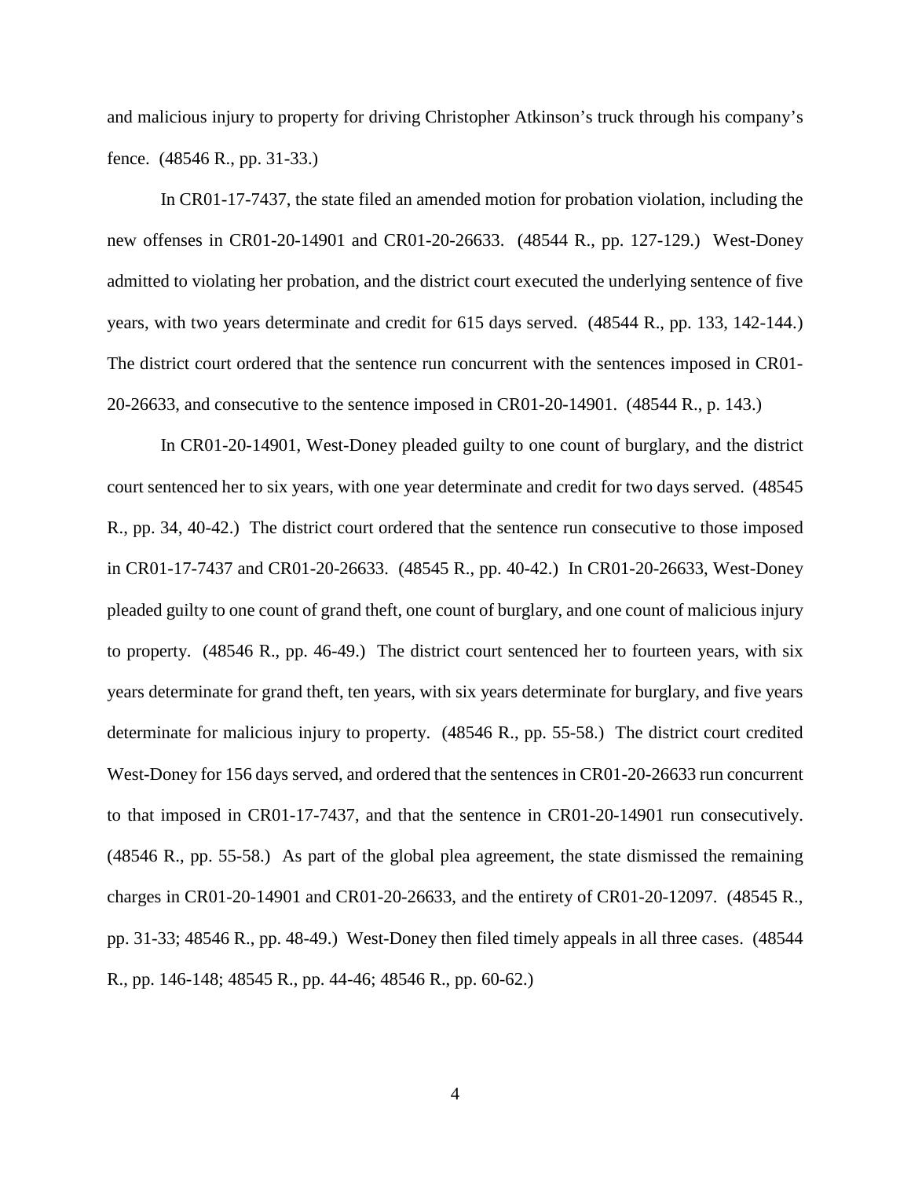and malicious injury to property for driving Christopher Atkinson's truck through his company's fence. (48546 R., pp. 31-33.)

In CR01-17-7437, the state filed an amended motion for probation violation, including the new offenses in CR01-20-14901 and CR01-20-26633. (48544 R., pp. 127-129.) West-Doney admitted to violating her probation, and the district court executed the underlying sentence of five years, with two years determinate and credit for 615 days served. (48544 R., pp. 133, 142-144.) The district court ordered that the sentence run concurrent with the sentences imposed in CR01-20-26633, and consecutive to the sentence imposed in CR01-20-14901. (48544 R., p. 143.)

In CR01-20-14901, West-Doney pleaded guilty to one count of burglary, and the district court sentenced her to six years, with one year determinate and credit for two days served. (48545 R., pp. 34, 40-42.) The district court ordered that the sentence run consecutive to those imposed in CR01-17-7437 and CR01-20-26633. (48545 R., pp. 40-42.) In CR01-20-26633, West-Doney pleaded guilty to one count of grand theft, one count of burglary, and one count of malicious injury to property. (48546 R., pp. 46-49.) The district court sentenced her to fourteen years, with six years determinate for grand theft, ten years, with six years determinate for burglary, and five years determinate for malicious injury to property. (48546 R., pp. 55-58.) The district court credited West-Doney for 156 days served, and ordered that the sentences in CR01-20-26633 run concurrent to that imposed in CR01-17-7437, and that the sentence in CR01-20-14901 run consecutively. (48546 R., pp. 55-58.) As part of the global plea agreement, the state dismissed the remaining charges in CR01-20-14901 and CR01-20-26633, and the entirety of CR01-20-12097. (48545 R., pp. 31-33; 48546 R., pp. 48-49.) West-Doney then filed timely appeals in all three cases. (48544 R., pp. 146-148; 48545 R., pp. 44-46; 48546 R., pp. 60-62.)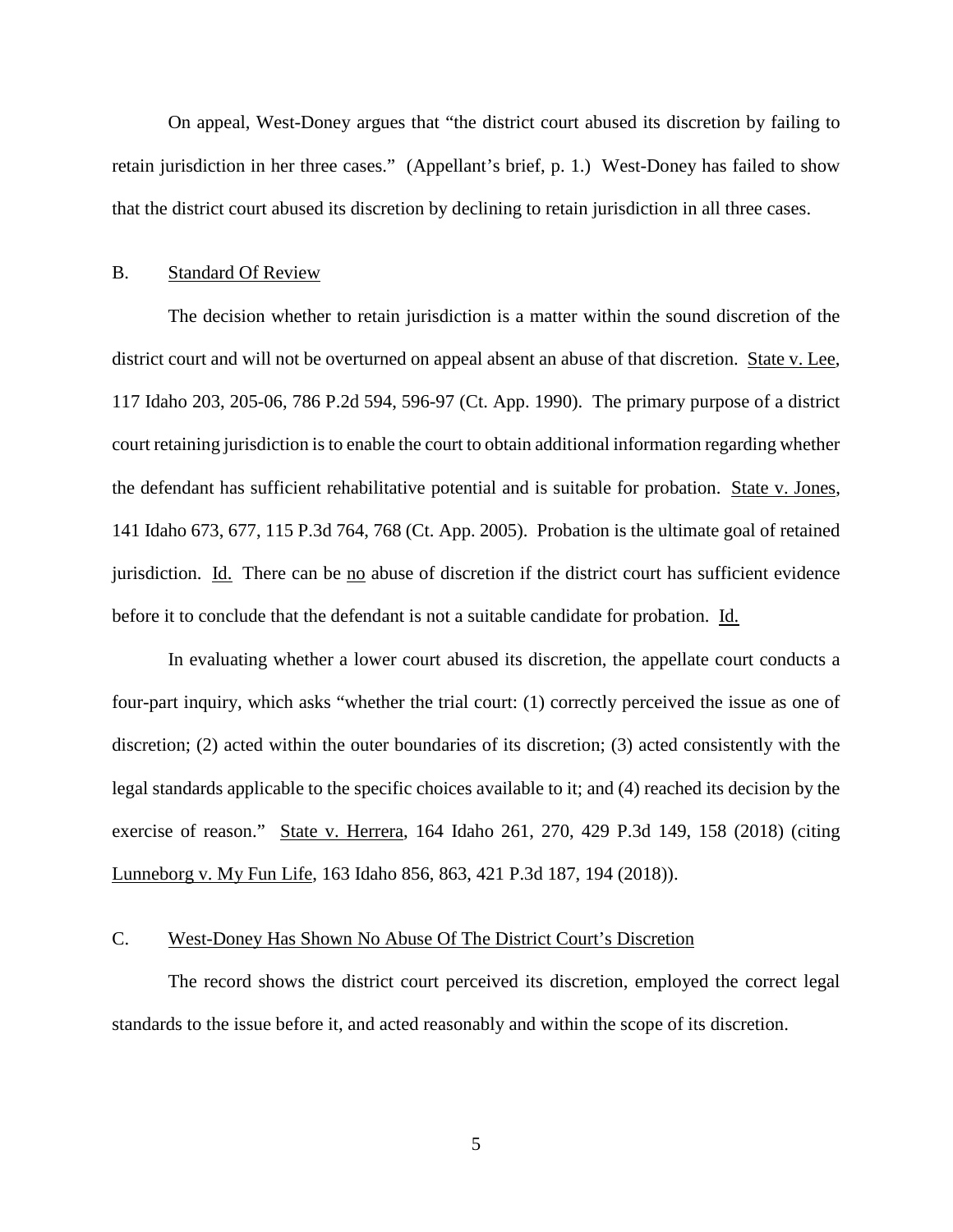On appeal, West-Doney argues that "the district court abused its discretion by failing to retain jurisdiction in her three cases." (Appellant's brief, p. 1.) West-Doney has failed to show that the district court abused its discretion by declining to retain jurisdiction in all three cases.

## B. Standard Of Review

The decision whether to retain jurisdiction is a matter within the sound discretion of the district court and will not be overturned on appeal absent an abuse of that discretion. State v. Lee, 117 Idaho 203, 205-06, 786 P.2d 594, 596-97 (Ct. App. 1990). The primary purpose of a district court retaining jurisdiction is to enable the court to obtain additional information regarding whether the defendant has sufficient rehabilitative potential and is suitable for probation. State v. Jones, 141 Idaho 673, 677, 115 P.3d 764, 768 (Ct. App. 2005). Probation is the ultimate goal of retained jurisdiction. Id. There can be no abuse of discretion if the district court has sufficient evidence before it to conclude that the defendant is not a suitable candidate for probation. Id.

In evaluating whether a lower court abused its discretion, the appellate court conducts a four-part inquiry, which asks "whether the trial court: (1) correctly perceived the issue as one of discretion; (2) acted within the outer boundaries of its discretion; (3) acted consistently with the legal standards applicable to the specific choices available to it; and (4) reached its decision by the exercise of reason." State v. Herrera, 164 Idaho 261, 270, 429 P.3d 149, 158 (2018) (citing Lunneborg v. My Fun Life, 163 Idaho 856, 863, 421 P.3d 187, 194 (2018)).

## C. West-Doney Has Shown No Abuse Of The District Court's Discretion

The record shows the district court perceived its discretion, employed the correct legal standards to the issue before it, and acted reasonably and within the scope of its discretion.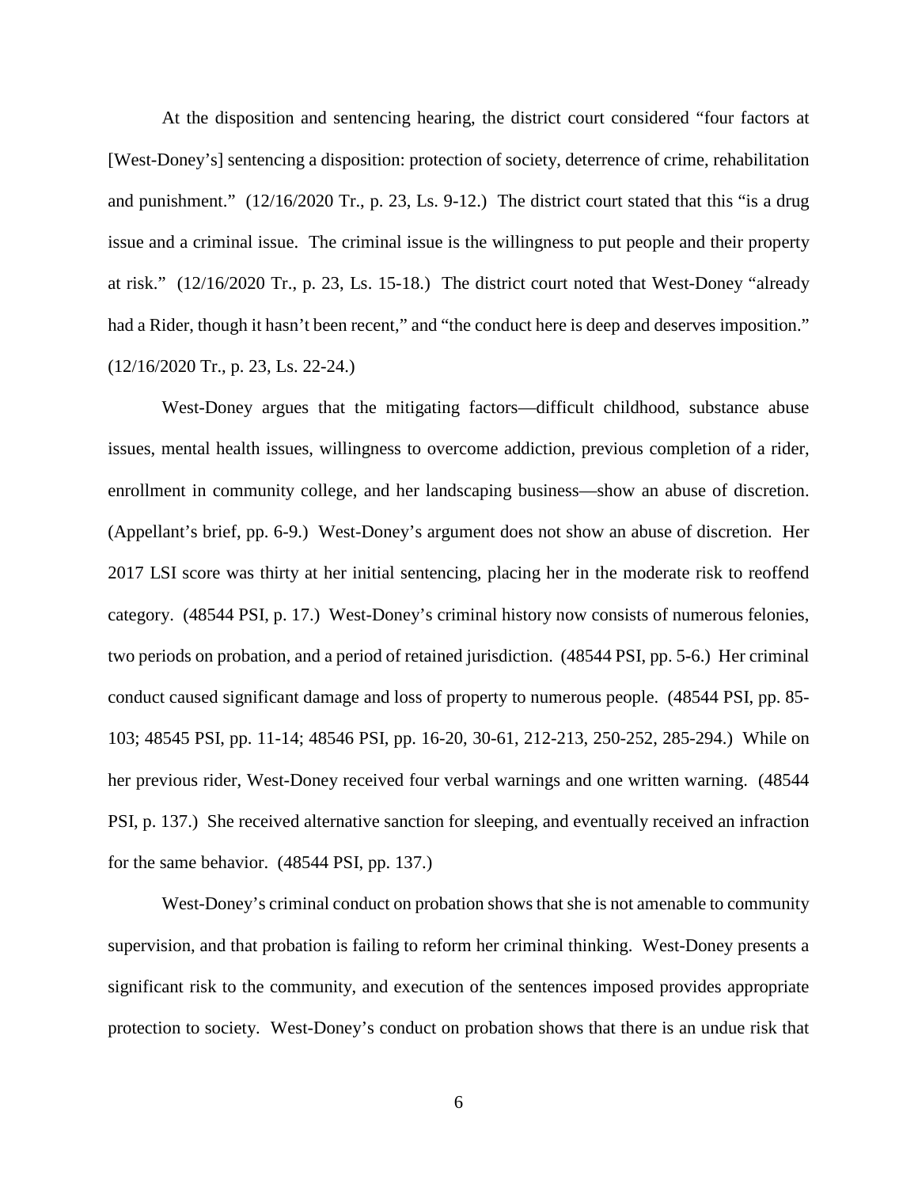At the disposition and sentencing hearing, the district court considered "four factors at [West-Doney's] sentencing a disposition: protection of society, deterrence of crime, rehabilitation and punishment." (12/16/2020 Tr., p. 23, Ls. 9-12.) The district court stated that this "is a drug issue and a criminal issue. The criminal issue is the willingness to put people and their property at risk." (12/16/2020 Tr., p. 23, Ls. 15-18.) The district court noted that West-Doney "already had a Rider, though it hasn't been recent," and "the conduct here is deep and deserves imposition." (12/16/2020 Tr., p. 23, Ls. 22-24.)

West-Doney argues that the mitigating factors—difficult childhood, substance abuse issues, mental health issues, willingness to overcome addiction, previous completion of a rider, enrollment in community college, and her landscaping business—show an abuse of discretion. (Appellant's brief, pp. 6-9.) West-Doney's argument does not show an abuse of discretion. Her 2017 LSI score was thirty at her initial sentencing, placing her in the moderate risk to reoffend category. (48544 PSI, p. 17.) West-Doney's criminal history now consists of numerous felonies, two periods on probation, and a period of retained jurisdiction. (48544 PSI, pp. 5-6.) Her criminal conduct caused significant damage and loss of property to numerous people. (48544 PSI, pp. 85-103; 48545 PSI, pp. 11-14; 48546 PSI, pp. 16-20, 30-61, 212-213, 250-252, 285-294.) While on her previous rider, West-Doney received four verbal warnings and one written warning. (48544 PSI, p. 137.) She received alternative sanction for sleeping, and eventually received an infraction for the same behavior. (48544 PSI, pp. 137.)

West-Doney's criminal conduct on probation shows that she is not amenable to community supervision, and that probation is failing to reform her criminal thinking. West-Doney presents a significant risk to the community, and execution of the sentences imposed provides appropriate protection to society. West-Doney's conduct on probation shows that there is an undue risk that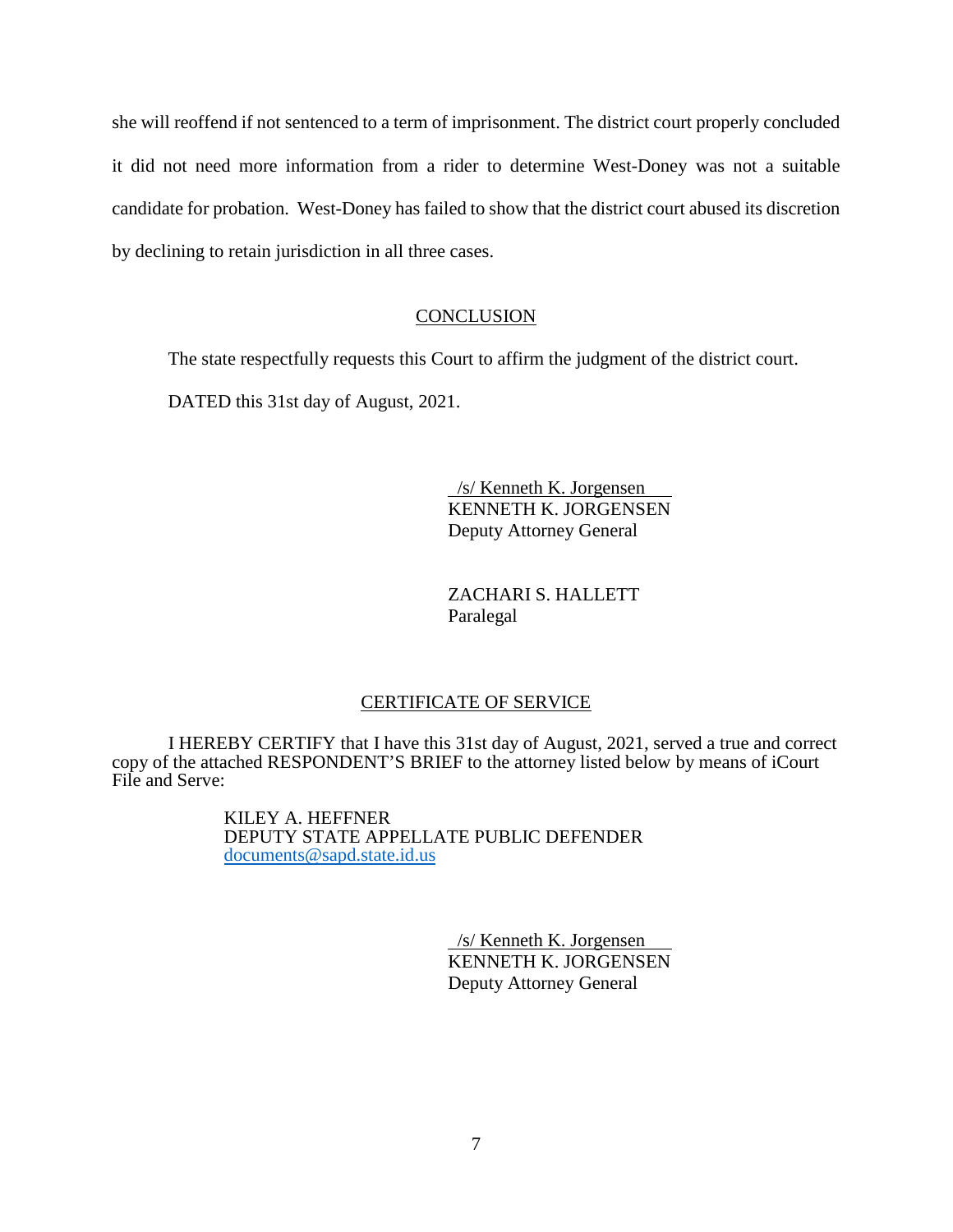she will reoffend if not sentenced to a term of imprisonment. The district court properly concluded it did not need more information from a rider to determine West-Doney was not a suitable candidate for probation. West-Doney has failed to show that the district court abused its discretion by declining to retain jurisdiction in all three cases.

## CONCLUSION

The state respectfully requests this Court to affirm the judgment of the district court.

DATED this 31st day of August, 2021.

/s/ Kenneth K. Jorgensen
KENNETH K. JORGENSEN
Deputy Attorney General

ZACHARI S. HALLETT
Paralegal

## CERTIFICATE OF SERVICE

I HEREBY CERTIFY that I have this 31st day of August, 2021, served a true and correct copy of the attached RESPONDENT'S BRIEF to the attorney listed below by means of iCourt File and Serve:

KILEY A. HEFFNER
DEPUTY STATE APPELLATE PUBLIC DEFENDER
documents@sapd.state.id.us

/s/ Kenneth K. Jorgensen
KENNETH K. JORGENSEN
Deputy Attorney General